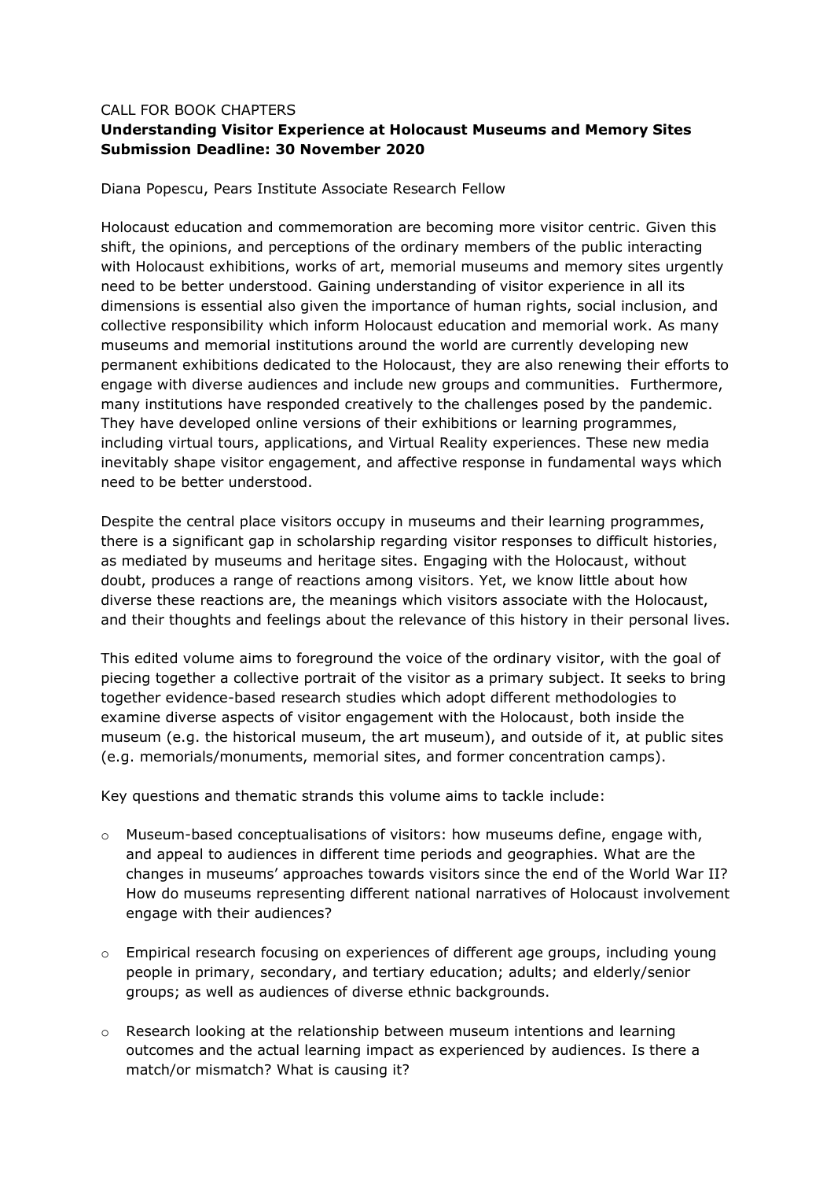CALL FOR BOOK CHAPTERS

**Understanding Visitor Experience at Holocaust Museums and Memory Sites**
**Submission Deadline: 30 November 2020**

Diana Popescu, Pears Institute Associate Research Fellow

Holocaust education and commemoration are becoming more visitor centric. Given this shift, the opinions, and perceptions of the ordinary members of the public interacting with Holocaust exhibitions, works of art, memorial museums and memory sites urgently need to be better understood. Gaining understanding of visitor experience in all its dimensions is essential also given the importance of human rights, social inclusion, and collective responsibility which inform Holocaust education and memorial work. As many museums and memorial institutions around the world are currently developing new permanent exhibitions dedicated to the Holocaust, they are also renewing their efforts to engage with diverse audiences and include new groups and communities. Furthermore, many institutions have responded creatively to the challenges posed by the pandemic. They have developed online versions of their exhibitions or learning programmes, including virtual tours, applications, and Virtual Reality experiences. These new media inevitably shape visitor engagement, and affective response in fundamental ways which need to be better understood.

Despite the central place visitors occupy in museums and their learning programmes, there is a significant gap in scholarship regarding visitor responses to difficult histories, as mediated by museums and heritage sites. Engaging with the Holocaust, without doubt, produces a range of reactions among visitors. Yet, we know little about how diverse these reactions are, the meanings which visitors associate with the Holocaust, and their thoughts and feelings about the relevance of this history in their personal lives.

This edited volume aims to foreground the voice of the ordinary visitor, with the goal of piecing together a collective portrait of the visitor as a primary subject. It seeks to bring together evidence-based research studies which adopt different methodologies to examine diverse aspects of visitor engagement with the Holocaust, both inside the museum (e.g. the historical museum, the art museum), and outside of it, at public sites (e.g. memorials/monuments, memorial sites, and former concentration camps).

Key questions and thematic strands this volume aims to tackle include:

- Museum-based conceptualisations of visitors: how museums define, engage with, and appeal to audiences in different time periods and geographies. What are the changes in museums' approaches towards visitors since the end of the World War II? How do museums representing different national narratives of Holocaust involvement engage with their audiences?

- Empirical research focusing on experiences of different age groups, including young people in primary, secondary, and tertiary education; adults; and elderly/senior groups; as well as audiences of diverse ethnic backgrounds.

- Research looking at the relationship between museum intentions and learning outcomes and the actual learning impact as experienced by audiences. Is there a match/or mismatch? What is causing it?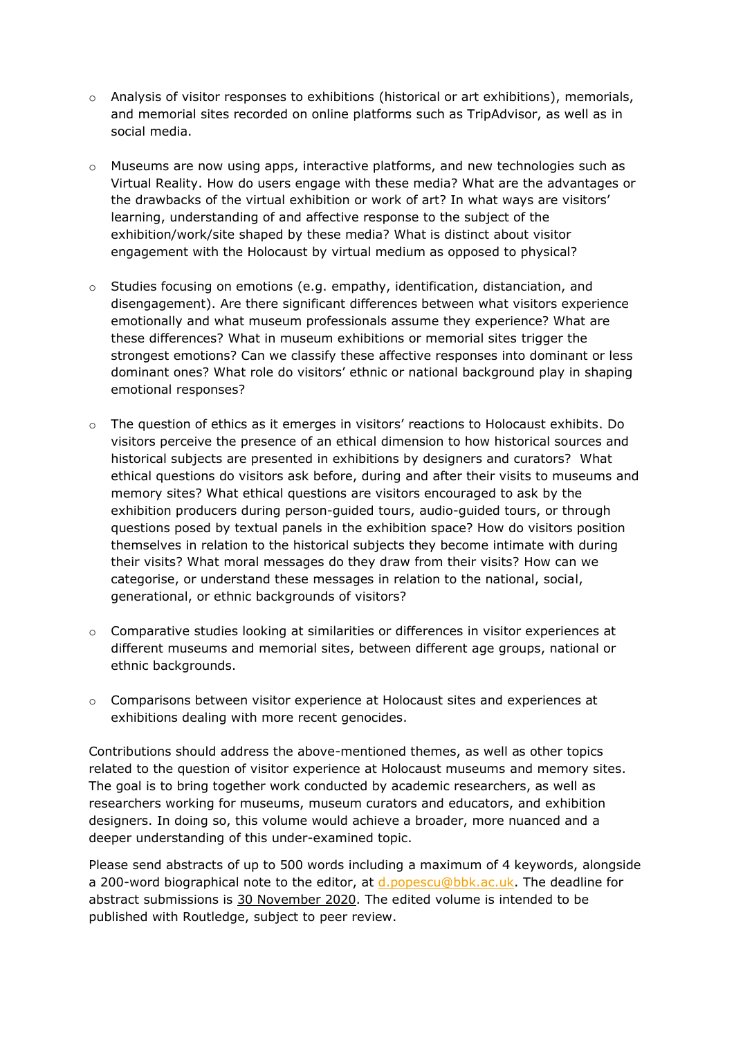- Analysis of visitor responses to exhibitions (historical or art exhibitions), memorials, and memorial sites recorded on online platforms such as TripAdvisor, as well as in social media.

- Museums are now using apps, interactive platforms, and new technologies such as Virtual Reality. How do users engage with these media? What are the advantages or the drawbacks of the virtual exhibition or work of art? In what ways are visitors' learning, understanding of and affective response to the subject of the exhibition/work/site shaped by these media? What is distinct about visitor engagement with the Holocaust by virtual medium as opposed to physical?

- Studies focusing on emotions (e.g. empathy, identification, distanciation, and disengagement). Are there significant differences between what visitors experience emotionally and what museum professionals assume they experience? What are these differences? What in museum exhibitions or memorial sites trigger the strongest emotions? Can we classify these affective responses into dominant or less dominant ones? What role do visitors' ethnic or national background play in shaping emotional responses?

- The question of ethics as it emerges in visitors' reactions to Holocaust exhibits. Do visitors perceive the presence of an ethical dimension to how historical sources and historical subjects are presented in exhibitions by designers and curators? What ethical questions do visitors ask before, during and after their visits to museums and memory sites? What ethical questions are visitors encouraged to ask by the exhibition producers during person-guided tours, audio-guided tours, or through questions posed by textual panels in the exhibition space? How do visitors position themselves in relation to the historical subjects they become intimate with during their visits? What moral messages do they draw from their visits? How can we categorise, or understand these messages in relation to the national, social, generational, or ethnic backgrounds of visitors?

- Comparative studies looking at similarities or differences in visitor experiences at different museums and memorial sites, between different age groups, national or ethnic backgrounds.

- Comparisons between visitor experience at Holocaust sites and experiences at exhibitions dealing with more recent genocides.

Contributions should address the above-mentioned themes, as well as other topics related to the question of visitor experience at Holocaust museums and memory sites. The goal is to bring together work conducted by academic researchers, as well as researchers working for museums, museum curators and educators, and exhibition designers. In doing so, this volume would achieve a broader, more nuanced and a deeper understanding of this under-examined topic.

Please send abstracts of up to 500 words including a maximum of 4 keywords, alongside a 200-word biographical note to the editor, at d.popescu@bbk.ac.uk. The deadline for abstract submissions is 30 November 2020. The edited volume is intended to be published with Routledge, subject to peer review.